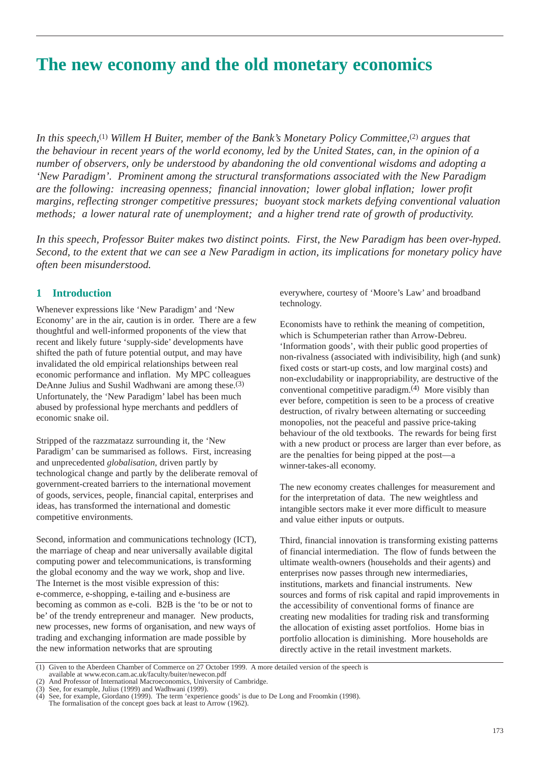# The new economy and the old monetary economics

*In this speech,[1] Willem H Buiter, member of the Bank's Monetary Policy Committee,[2] argues that the behaviour in recent years of the world economy, led by the United States, can, in the opinion of a number of observers, only be understood by abandoning the old conventional wisdoms and adopting a 'New Paradigm'. Prominent among the structural transformations associated with the New Paradigm are the following: increasing openness; financial innovation; lower global inflation; lower profit margins, reflecting stronger competitive pressures; buoyant stock markets defying conventional valuation methods; a lower natural rate of unemployment; and a higher trend rate of growth of productivity.*

*In this speech, Professor Buiter makes two distinct points. First, the New Paradigm has been over-hyped. Second, to the extent that we can see a New Paradigm in action, its implications for monetary policy have often been misunderstood.*

## 1 Introduction

Whenever expressions like 'New Paradigm' and 'New Economy' are in the air, caution is in order. There are a few thoughtful and well-informed proponents of the view that recent and likely future 'supply-side' developments have shifted the path of future potential output, and may have invalidated the old empirical relationships between real economic performance and inflation. My MPC colleagues DeAnne Julius and Sushil Wadhwani are among these.[3] Unfortunately, the 'New Paradigm' label has been much abused by professional hype merchants and peddlers of economic snake oil.

Stripped of the razzmatazz surrounding it, the 'New Paradigm' can be summarised as follows. First, increasing and unprecedented *globalisation*, driven partly by technological change and partly by the deliberate removal of government-created barriers to the international movement of goods, services, people, financial capital, enterprises and ideas, has transformed the international and domestic competitive environments.

Second, information and communications technology (ICT), the marriage of cheap and near universally available digital computing power and telecommunications, is transforming the global economy and the way we work, shop and live. The Internet is the most visible expression of this: e-commerce, e-shopping, e-tailing and e-business are becoming as common as e-coli. B2B is the 'to be or not to be' of the trendy entrepreneur and manager. New products, new processes, new forms of organisation, and new ways of trading and exchanging information are made possible by the new information networks that are sprouting everywhere, courtesy of 'Moore's Law' and broadband technology.

Economists have to rethink the meaning of competition, which is Schumpeterian rather than Arrow-Debreu. 'Information goods', with their public good properties of non-rivalness (associated with indivisibility, high (and sunk) fixed costs or start-up costs, and low marginal costs) and non-excludability or inappropriability, are destructive of the conventional competitive paradigm.[4] More visibly than ever before, competition is seen to be a process of creative destruction, of rivalry between alternating or succeeding monopolies, not the peaceful and passive price-taking behaviour of the old textbooks. The rewards for being first with a new product or process are larger than ever before, as are the penalties for being pipped at the post—a winner-takes-all economy.

The new economy creates challenges for measurement and for the interpretation of data. The new weightless and intangible sectors make it ever more difficult to measure and value either inputs or outputs.

Third, financial innovation is transforming existing patterns of financial intermediation. The flow of funds between the ultimate wealth-owners (households and their agents) and enterprises now passes through new intermediaries, institutions, markets and financial instruments. New sources and forms of risk capital and rapid improvements in the accessibility of conventional forms of finance are creating new modalities for trading risk and transforming the allocation of existing asset portfolios. Home bias in portfolio allocation is diminishing. More households are directly active in the retail investment markets.

---

(1) Given to the Aberdeen Chamber of Commerce on 27 October 1999. A more detailed version of the speech is available at www.econ.cam.ac.uk/faculty/buiter/newecon.pdf

(2) And Professor of International Macroeconomics, University of Cambridge.

(3) See, for example, Julius (1999) and Wadhwani (1999).

(4) See, for example, Giordano (1999). The term 'experience goods' is due to De Long and Froomkin (1998). The formalisation of the concept goes back at least to Arrow (1962).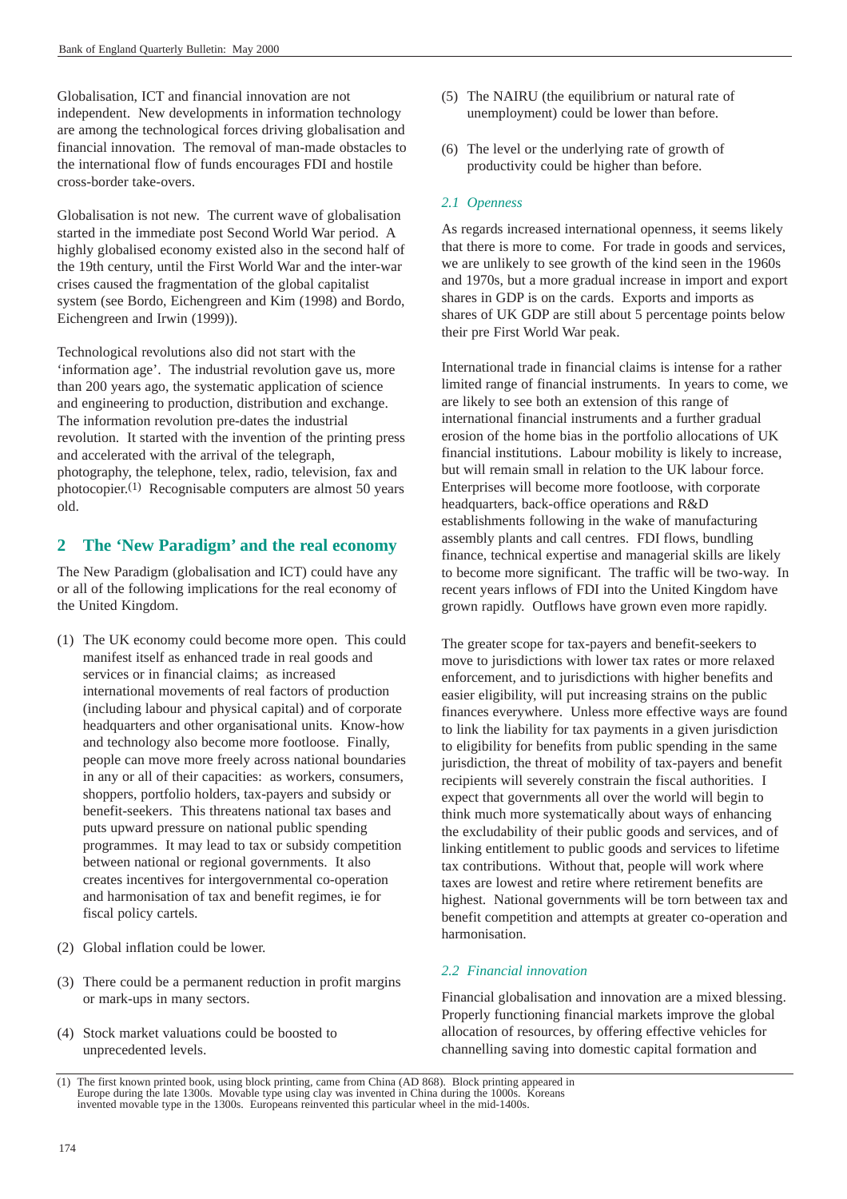Globalisation, ICT and financial innovation are not independent. New developments in information technology are among the technological forces driving globalisation and financial innovation. The removal of man-made obstacles to the international flow of funds encourages FDI and hostile cross-border take-overs.

Globalisation is not new. The current wave of globalisation started in the immediate post Second World War period. A highly globalised economy existed also in the second half of the 19th century, until the First World War and the inter-war crises caused the fragmentation of the global capitalist system (see Bordo, Eichengreen and Kim (1998) and Bordo, Eichengreen and Irwin (1999)).

Technological revolutions also did not start with the 'information age'. The industrial revolution gave us, more than 200 years ago, the systematic application of science and engineering to production, distribution and exchange. The information revolution pre-dates the industrial revolution. It started with the invention of the printing press and accelerated with the arrival of the telegraph, photography, the telephone, telex, radio, television, fax and photocopier.(1) Recognisable computers are almost 50 years old.

## 2 The 'New Paradigm' and the real economy

The New Paradigm (globalisation and ICT) could have any or all of the following implications for the real economy of the United Kingdom.

(1) The UK economy could become more open. This could manifest itself as enhanced trade in real goods and services or in financial claims; as increased international movements of real factors of production (including labour and physical capital) and of corporate headquarters and other organisational units. Know-how and technology also become more footloose. Finally, people can move more freely across national boundaries in any or all of their capacities: as workers, consumers, shoppers, portfolio holders, tax-payers and subsidy or benefit-seekers. This threatens national tax bases and puts upward pressure on national public spending programmes. It may lead to tax or subsidy competition between national or regional governments. It also creates incentives for intergovernmental co-operation and harmonisation of tax and benefit regimes, ie for fiscal policy cartels.

(2) Global inflation could be lower.

(3) There could be a permanent reduction in profit margins or mark-ups in many sectors.

(4) Stock market valuations could be boosted to unprecedented levels.

(5) The NAIRU (the equilibrium or natural rate of unemployment) could be lower than before.

(6) The level or the underlying rate of growth of productivity could be higher than before.

### *2.1 Openness*

As regards increased international openness, it seems likely that there is more to come. For trade in goods and services, we are unlikely to see growth of the kind seen in the 1960s and 1970s, but a more gradual increase in import and export shares in GDP is on the cards. Exports and imports as shares of UK GDP are still about 5 percentage points below their pre First World War peak.

International trade in financial claims is intense for a rather limited range of financial instruments. In years to come, we are likely to see both an extension of this range of international financial instruments and a further gradual erosion of the home bias in the portfolio allocations of UK financial institutions. Labour mobility is likely to increase, but will remain small in relation to the UK labour force. Enterprises will become more footloose, with corporate headquarters, back-office operations and R&D establishments following in the wake of manufacturing assembly plants and call centres. FDI flows, bundling finance, technical expertise and managerial skills are likely to become more significant. The traffic will be two-way. In recent years inflows of FDI into the United Kingdom have grown rapidly. Outflows have grown even more rapidly.

The greater scope for tax-payers and benefit-seekers to move to jurisdictions with lower tax rates or more relaxed enforcement, and to jurisdictions with higher benefits and easier eligibility, will put increasing strains on the public finances everywhere. Unless more effective ways are found to link the liability for tax payments in a given jurisdiction to eligibility for benefits from public spending in the same jurisdiction, the threat of mobility of tax-payers and benefit recipients will severely constrain the fiscal authorities. I expect that governments all over the world will begin to think much more systematically about ways of enhancing the excludability of their public goods and services, and of linking entitlement to public goods and services to lifetime tax contributions. Without that, people will work where taxes are lowest and retire where retirement benefits are highest. National governments will be torn between tax and benefit competition and attempts at greater co-operation and harmonisation.

### *2.2 Financial innovation*

Financial globalisation and innovation are a mixed blessing. Properly functioning financial markets improve the global allocation of resources, by offering effective vehicles for channelling saving into domestic capital formation and

(1) The first known printed book, using block printing, came from China (AD 868). Block printing appeared in Europe during the late 1300s. Movable type using clay was invented in China during the 1000s. Koreans invented movable type in the 1300s. Europeans reinvented this particular wheel in the mid-1400s.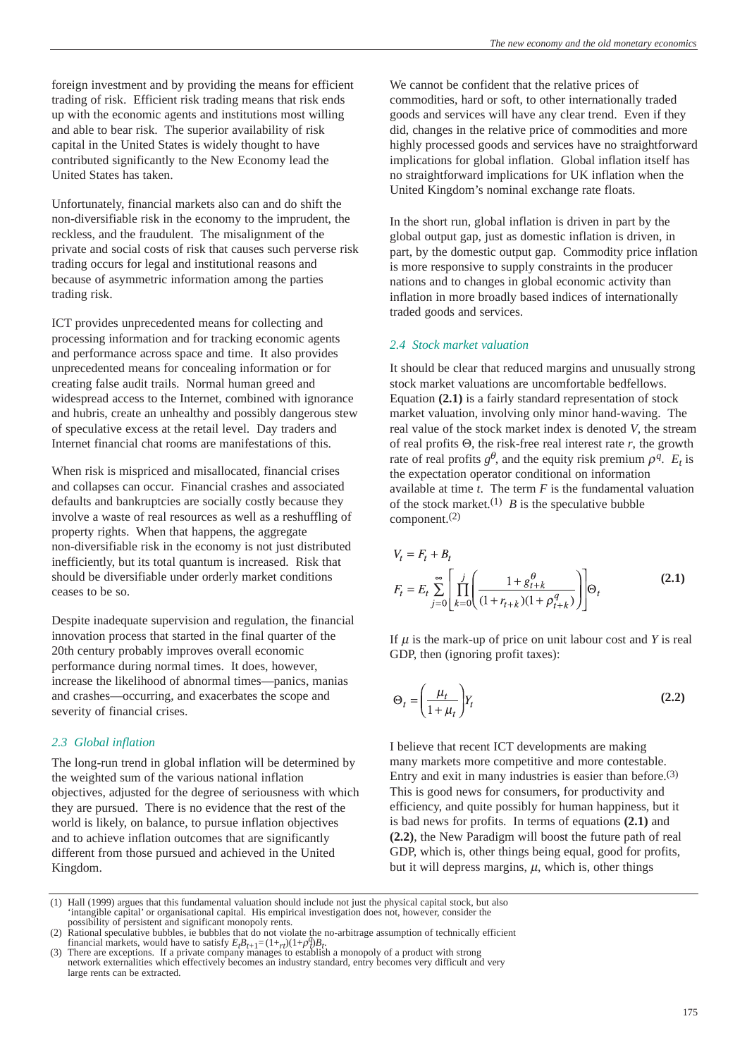foreign investment and by providing the means for efficient trading of risk. Efficient risk trading means that risk ends up with the economic agents and institutions most willing and able to bear risk. The superior availability of risk capital in the United States is widely thought to have contributed significantly to the New Economy lead the United States has taken.

Unfortunately, financial markets also can and do shift the non-diversifiable risk in the economy to the imprudent, the reckless, and the fraudulent. The misalignment of the private and social costs of risk that causes such perverse risk trading occurs for legal and institutional reasons and because of asymmetric information among the parties trading risk.

ICT provides unprecedented means for collecting and processing information and for tracking economic agents and performance across space and time. It also provides unprecedented means for concealing information or for creating false audit trails. Normal human greed and widespread access to the Internet, combined with ignorance and hubris, create an unhealthy and possibly dangerous stew of speculative excess at the retail level. Day traders and Internet financial chat rooms are manifestations of this.

When risk is mispriced and misallocated, financial crises and collapses can occur. Financial crashes and associated defaults and bankruptcies are socially costly because they involve a waste of real resources as well as a reshuffling of property rights. When that happens, the aggregate non-diversifiable risk in the economy is not just distributed inefficiently, but its total quantum is increased. Risk that should be diversifiable under orderly market conditions ceases to be so.

Despite inadequate supervision and regulation, the financial innovation process that started in the final quarter of the 20th century probably improves overall economic performance during normal times. It does, however, increase the likelihood of abnormal times—panics, manias and crashes—occurring, and exacerbates the scope and severity of financial crises.

### 2.3 Global inflation

The long-run trend in global inflation will be determined by the weighted sum of the various national inflation objectives, adjusted for the degree of seriousness with which they are pursued. There is no evidence that the rest of the world is likely, on balance, to pursue inflation objectives and to achieve inflation outcomes that are significantly different from those pursued and achieved in the United Kingdom.

We cannot be confident that the relative prices of commodities, hard or soft, to other internationally traded goods and services will have any clear trend. Even if they did, changes in the relative price of commodities and more highly processed goods and services have no straightforward implications for global inflation. Global inflation itself has no straightforward implications for UK inflation when the United Kingdom's nominal exchange rate floats.

In the short run, global inflation is driven in part by the global output gap, just as domestic inflation is driven, in part, by the domestic output gap. Commodity price inflation is more responsive to supply constraints in the producer nations and to changes in global economic activity than inflation in more broadly based indices of internationally traded goods and services.

### 2.4 Stock market valuation

It should be clear that reduced margins and unusually strong stock market valuations are uncomfortable bedfellows. Equation **(2.1)** is a fairly standard representation of stock market valuation, involving only minor hand-waving. The real value of the stock market index is denoted $V$, the stream of real profits $\Theta$, the risk-free real interest rate $r$, the growth rate of real profits $g^{\theta}$, and the equity risk premium $\rho^{q}$. $E_t$ is the expectation operator conditional on information available at time $t$. The term $F$ is the fundamental valuation of the stock market.[1] $B$ is the speculative bubble component.[2]

$$
\begin{aligned}
V_t &= F_t + B_t \\
F_t &= E_t \sum_{j=0}^{\infty} \left[ \prod_{k=0}^{j} \left( \frac{1+g_{t+k}^{\theta}}{(1+r_{t+k})(1+\rho_{t+k}^{q})} \right) \right] \Theta_t
\end{aligned}
\qquad \textbf{(2.1)}
$$

If $\mu$ is the mark-up of price on unit labour cost and $Y$ is real GDP, then (ignoring profit taxes):

$$
\Theta_t = \left( \frac{\mu_t}{1+\mu_t} \right) Y_t \qquad \textbf{(2.2)}
$$

I believe that recent ICT developments are making many markets more competitive and more contestable. Entry and exit in many industries is easier than before.[3] This is good news for consumers, for productivity and efficiency, and quite possibly for human happiness, but it is bad news for profits. In terms of equations **(2.1)** and **(2.2)**, the New Paradigm will boost the future path of real GDP, which is, other things being equal, good for profits, but it will depress margins, $\mu$, which is, other things

---

(1) Hall (1999) argues that this fundamental valuation should include not just the physical capital stock, but also 'intangible capital' or organisational capital. His empirical investigation does not, however, consider the possibility of persistent and significant monopoly rents.

(2) Rational speculative bubbles, ie bubbles that do not violate the no-arbitrage assumption of technically efficient financial markets, would have to satisfy $E_t B_{t+1} = (1+r_t)(1+\rho_t^q) B_t$.

(3) There are exceptions. If a private company manages to establish a monopoly of a product with strong network externalities which effectively becomes an industry standard, entry becomes very difficult and very large rents can be extracted.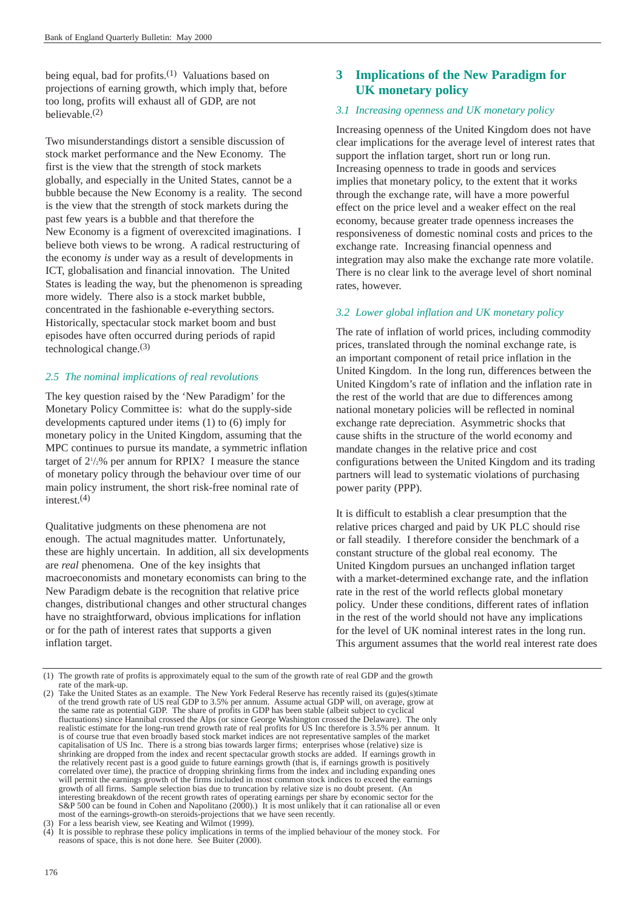being equal, bad for profits.[1] Valuations based on projections of earning growth, which imply that, before too long, profits will exhaust all of GDP, are not believable.[2]

Two misunderstandings distort a sensible discussion of stock market performance and the New Economy. The first is the view that the strength of stock markets globally, and especially in the United States, cannot be a bubble because the New Economy is a reality. The second is the view that the strength of stock markets during the past few years is a bubble and that therefore the New Economy is a figment of overexcited imaginations. I believe both views to be wrong. A radical restructuring of the economy *is* under way as a result of developments in ICT, globalisation and financial innovation. The United States is leading the way, but the phenomenon is spreading more widely. There also is a stock market bubble, concentrated in the fashionable e-everything sectors. Historically, spectacular stock market boom and bust episodes have often occurred during periods of rapid technological change.[3]

### *2.5 The nominal implications of real revolutions*

The key question raised by the 'New Paradigm' for the Monetary Policy Committee is: what do the supply-side developments captured under items (1) to (6) imply for monetary policy in the United Kingdom, assuming that the MPC continues to pursue its mandate, a symmetric inflation target of 2½% per annum for RPIX? I measure the stance of monetary policy through the behaviour over time of our main policy instrument, the short risk-free nominal rate of interest.[4]

Qualitative judgments on these phenomena are not enough. The actual magnitudes matter. Unfortunately, these are highly uncertain. In addition, all six developments are *real* phenomena. One of the key insights that macroeconomists and monetary economists can bring to the New Paradigm debate is the recognition that relative price changes, distributional changes and other structural changes have no straightforward, obvious implications for inflation or for the path of interest rates that supports a given inflation target.

## 3 Implications of the New Paradigm for UK monetary policy

### *3.1 Increasing openness and UK monetary policy*

Increasing openness of the United Kingdom does not have clear implications for the average level of interest rates that support the inflation target, short run or long run. Increasing openness to trade in goods and services implies that monetary policy, to the extent that it works through the exchange rate, will have a more powerful effect on the price level and a weaker effect on the real economy, because greater trade openness increases the responsiveness of domestic nominal costs and prices to the exchange rate. Increasing financial openness and integration may also make the exchange rate more volatile. There is no clear link to the average level of short nominal rates, however.

### *3.2 Lower global inflation and UK monetary policy*

The rate of inflation of world prices, including commodity prices, translated through the nominal exchange rate, is an important component of retail price inflation in the United Kingdom. In the long run, differences between the United Kingdom's rate of inflation and the inflation rate in the rest of the world that are due to differences among national monetary policies will be reflected in nominal exchange rate depreciation. Asymmetric shocks that cause shifts in the structure of the world economy and mandate changes in the relative price and cost configurations between the United Kingdom and its trading partners will lead to systematic violations of purchasing power parity (PPP).

It is difficult to establish a clear presumption that the relative prices charged and paid by UK PLC should rise or fall steadily. I therefore consider the benchmark of a constant structure of the global real economy. The United Kingdom pursues an unchanged inflation target with a market-determined exchange rate, and the inflation rate in the rest of the world reflects global monetary policy. Under these conditions, different rates of inflation in the rest of the world should not have any implications for the level of UK nominal interest rates in the long run. This argument assumes that the world real interest rate does

---

(1) The growth rate of profits is approximately equal to the sum of the growth rate of real GDP and the growth rate of the mark-up.

(2) Take the United States as an example. The New York Federal Reserve has recently raised its (gu)es(s)timate of the trend growth rate of US real GDP to 3.5% per annum. Assume actual GDP will, on average, grow at the same rate as potential GDP. The share of profits in GDP has been stable (albeit subject to cyclical fluctuations) since Hannibal crossed the Alps (or since George Washington crossed the Delaware). The only realistic estimate for the long-run trend growth rate of real profits for US Inc therefore is 3.5% per annum. It is of course true that even broadly based stock market indices are not representative samples of the market capitalisation of US Inc. There is a strong bias towards larger firms; enterprises whose (relative) size is shrinking are dropped from the index and recent spectacular growth stocks are added. If earnings growth in the relatively recent past is a good guide to future earnings growth (that is, if earnings growth is positively correlated over time), the practice of dropping shrinking firms from the index and including expanding ones will permit the earnings growth of the firms included in most common stock indices to exceed the earnings growth of all firms. Sample selection bias due to truncation by relative size is no doubt present. (An interesting breakdown of the recent growth rates of operating earnings per share by economic sector for the S&P 500 can be found in Cohen and Napolitano (2000).) It is most unlikely that it can rationalise all or even most of the earnings-growth-on steroids-projections that we have seen recently.

(3) For a less bearish view, see Keating and Wilmot (1999).

(4) It is possible to rephrase these policy implications in terms of the implied behaviour of the money stock. For reasons of space, this is not done here. See Buiter (2000).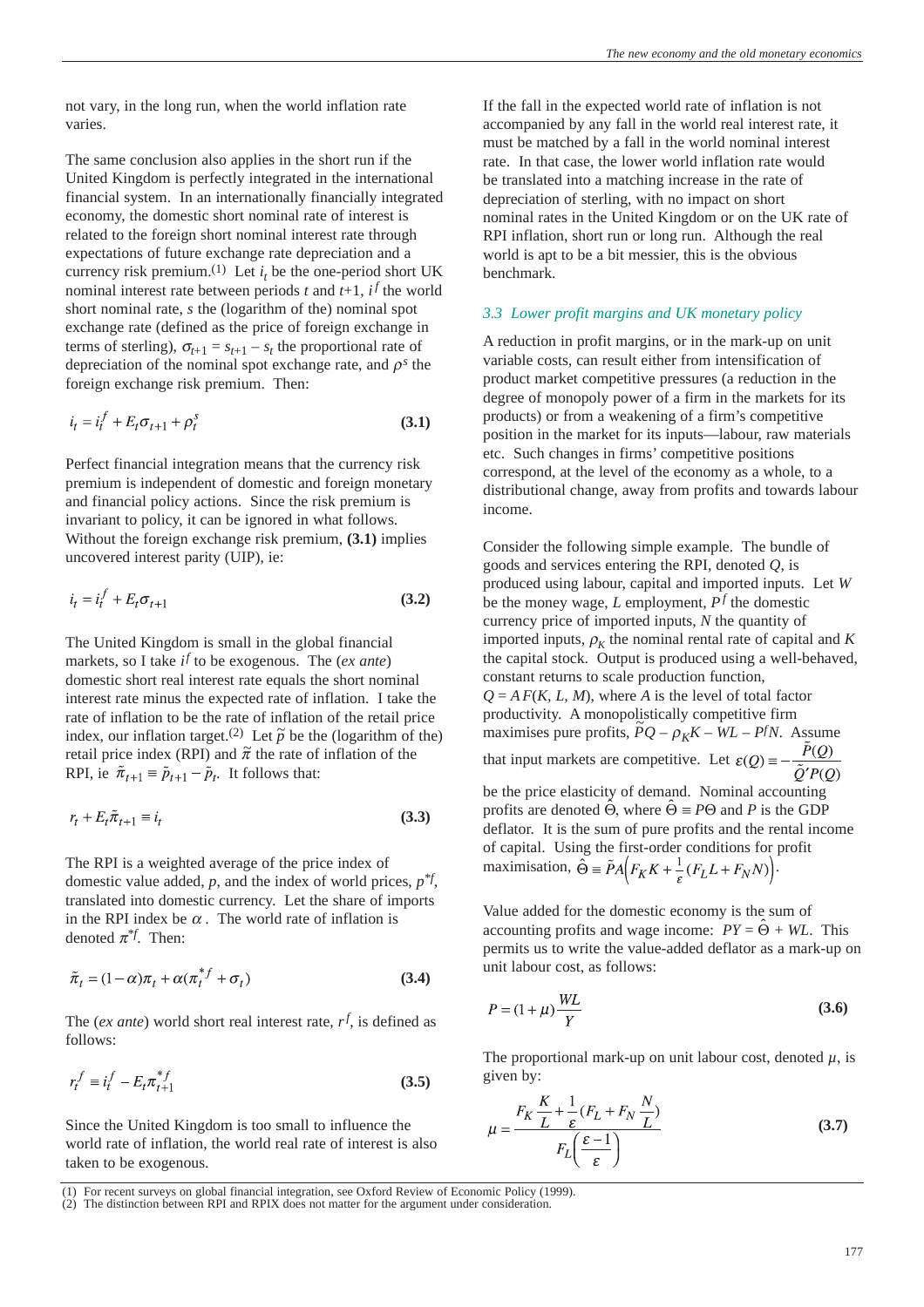not vary, in the long run, when the world inflation rate varies.

The same conclusion also applies in the short run if the United Kingdom is perfectly integrated in the international financial system. In an internationally financially integrated economy, the domestic short nominal rate of interest is related to the foreign short nominal interest rate through expectations of future exchange rate depreciation and a currency risk premium.[1] Let $i_t$ be the one-period short UK nominal interest rate between periods $t$ and $t$+1, $i^f$ the world short nominal rate, $s$ the (logarithm of the) nominal spot exchange rate (defined as the price of foreign exchange in terms of sterling), $\sigma_{t+1} = s_{t+1} - s_t$ the proportional rate of depreciation of the nominal spot exchange rate, and $\rho^s$ the foreign exchange risk premium. Then:

$$i_t = i_t^f + E_t \sigma_{t+1} + \rho_t^s \qquad \textbf{(3.1)}$$

Perfect financial integration means that the currency risk premium is independent of domestic and foreign monetary and financial policy actions. Since the risk premium is invariant to policy, it can be ignored in what follows. Without the foreign exchange risk premium, **(3.1)** implies uncovered interest parity (UIP), ie:

$$i_t = i_t^f + E_t \sigma_{t+1} \qquad \textbf{(3.2)}$$

The United Kingdom is small in the global financial markets, so I take $i^f$ to be exogenous. The (*ex ante*) domestic short real interest rate equals the short nominal interest rate minus the expected rate of inflation. I take the rate of inflation to be the rate of inflation of the retail price index, our inflation target.[2] Let $\tilde{p}$ be the (logarithm of the) retail price index (RPI) and $\tilde{\pi}$ the rate of inflation of the RPI, ie $\tilde{\pi}_{t+1} \equiv \tilde{p}_{t+1} - \tilde{p}_t$. It follows that:

$$r_t + E_t \tilde{\pi}_{t+1} \equiv i_t \qquad \textbf{(3.3)}$$

The RPI is a weighted average of the price index of domestic value added, $p$, and the index of world prices, $p^{*f}$, translated into domestic currency. Let the share of imports in the RPI index be $\alpha$. The world rate of inflation is denoted $\pi^{*f}$. Then:

$$\tilde{\pi}_t = (1-\alpha)\pi_t + \alpha(\pi_t^{*f} + \sigma_t) \qquad \textbf{(3.4)}$$

The (*ex ante*) world short real interest rate, $r^f$, is defined as follows:

$$r_t^f \equiv i_t^f - E_t \pi_{t+1}^{*f} \qquad \textbf{(3.5)}$$

Since the United Kingdom is too small to influence the world rate of inflation, the world real rate of interest is also taken to be exogenous.

If the fall in the expected world rate of inflation is not accompanied by any fall in the world real interest rate, it must be matched by a fall in the world nominal interest rate. In that case, the lower world inflation rate would be translated into a matching increase in the rate of depreciation of sterling, with no impact on short nominal rates in the United Kingdom or on the UK rate of RPI inflation, short run or long run. Although the real world is apt to be a bit messier, this is the obvious benchmark.

### *3.3 Lower profit margins and UK monetary policy*

A reduction in profit margins, or in the mark-up on unit variable costs, can result either from intensification of product market competitive pressures (a reduction in the degree of monopoly power of a firm in the markets for its products) or from a weakening of a firm's competitive position in the market for its inputs—labour, raw materials etc. Such changes in firms' competitive positions correspond, at the level of the economy as a whole, to a distributional change, away from profits and towards labour income.

Consider the following simple example. The bundle of goods and services entering the RPI, denoted $Q$, is produced using labour, capital and imported inputs. Let $W$ be the money wage, $L$ employment, $P^f$ the domestic currency price of imported inputs, $N$ the quantity of imported inputs, $\rho_K$ the nominal rental rate of capital and $K$ the capital stock. Output is produced using a well-behaved, constant returns to scale production function, $Q = AF(K, L, M)$, where $A$ is the level of total factor productivity. A monopolistically competitive firm maximises pure profits, $\tilde{P}Q - \rho_K K - WL - P^f N$. Assume that input markets are competitive. Let $\varepsilon(Q) \equiv -\dfrac{\tilde{P}(Q)}{\tilde{Q}'P(Q)}$ be the price elasticity of demand. Nominal accounting profits are denoted $\hat{\Theta}$, where $\hat{\Theta} \equiv P\Theta$ and $P$ is the GDP deflator. It is the sum of pure profits and the rental income of capital. Using the first-order conditions for profit maximisation, $\hat{\Theta} \equiv \tilde{P}A\left(F_K K + \frac{1}{\varepsilon}(F_L L + F_N N)\right)$.

Value added for the domestic economy is the sum of accounting profits and wage income: $PY = \hat{\Theta} + WL$. This permits us to write the value-added deflator as a mark-up on unit labour cost, as follows:

$$P = (1+\mu)\frac{WL}{Y} \qquad \textbf{(3.6)}$$

The proportional mark-up on unit labour cost, denoted $\mu$, is given by:

$$\mu = \frac{F_K \dfrac{K}{L} + \dfrac{1}{\varepsilon}(F_L + F_N \dfrac{N}{L})}{F_L\left(\dfrac{\varepsilon - 1}{\varepsilon}\right)} \qquad \textbf{(3.7)}$$

---

(1) For recent surveys on global financial integration, see Oxford Review of Economic Policy (1999).
(2) The distinction between RPI and RPIX does not matter for the argument under consideration.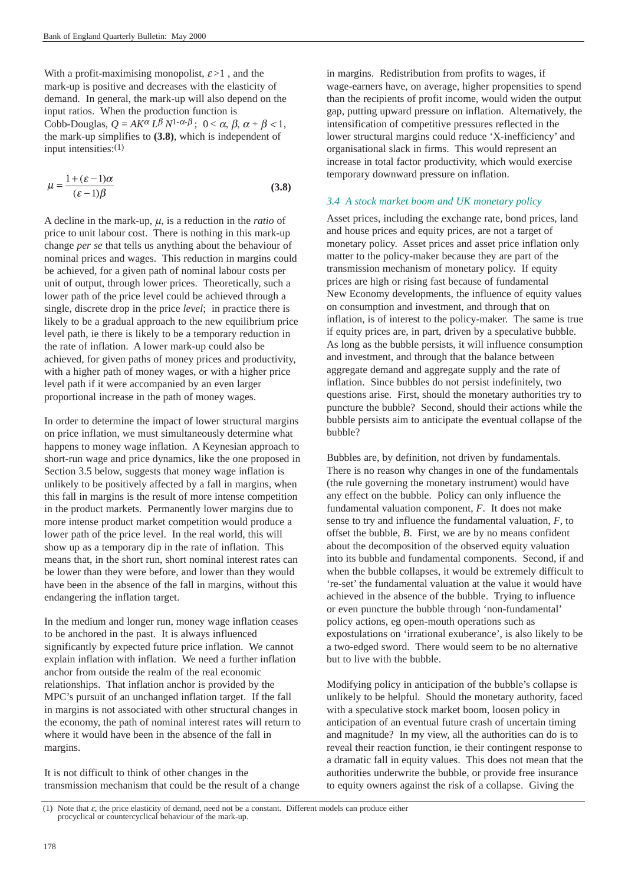With a profit-maximising monopolist, $\varepsilon > 1$, and the mark-up is positive and decreases with the elasticity of demand. In general, the mark-up will also depend on the input ratios. When the production function is Cobb-Douglas, $Q = AK^{\alpha} L^{\beta} N^{1-\alpha-\beta}$; $0 < \alpha, \beta, \alpha + \beta < 1$, the mark-up simplifies to **(3.8)**, which is independent of input intensities:[1]

$$\mu = \frac{1 + (\varepsilon - 1)\alpha}{(\varepsilon - 1)\beta} \qquad \textbf{(3.8)}$$

A decline in the mark-up, $\mu$, is a reduction in the *ratio* of price to unit labour cost. There is nothing in this mark-up change *per se* that tells us anything about the behaviour of nominal prices and wages. This reduction in margins could be achieved, for a given path of nominal labour costs per unit of output, through lower prices. Theoretically, such a lower path of the price level could be achieved through a single, discrete drop in the price *level*; in practice there is likely to be a gradual approach to the new equilibrium price level path, ie there is likely to be a temporary reduction in the rate of inflation. A lower mark-up could also be achieved, for given paths of money prices and productivity, with a higher path of money wages, or with a higher price level path if it were accompanied by an even larger proportional increase in the path of money wages.

In order to determine the impact of lower structural margins on price inflation, we must simultaneously determine what happens to money wage inflation. A Keynesian approach to short-run wage and price dynamics, like the one proposed in Section 3.5 below, suggests that money wage inflation is unlikely to be positively affected by a fall in margins, when this fall in margins is the result of more intense competition in the product markets. Permanently lower margins due to more intense product market competition would produce a lower path of the price level. In the real world, this will show up as a temporary dip in the rate of inflation. This means that, in the short run, short nominal interest rates can be lower than they were before, and lower than they would have been in the absence of the fall in margins, without this endangering the inflation target.

In the medium and longer run, money wage inflation ceases to be anchored in the past. It is always influenced significantly by expected future price inflation. We cannot explain inflation with inflation. We need a further inflation anchor from outside the realm of the real economic relationships. That inflation anchor is provided by the MPC's pursuit of an unchanged inflation target. If the fall in margins is not associated with other structural changes in the economy, the path of nominal interest rates will return to where it would have been in the absence of the fall in margins.

It is not difficult to think of other changes in the transmission mechanism that could be the result of a change in margins. Redistribution from profits to wages, if wage-earners have, on average, higher propensities to spend than the recipients of profit income, would widen the output gap, putting upward pressure on inflation. Alternatively, the intensification of competitive pressures reflected in the lower structural margins could reduce 'X-inefficiency' and organisational slack in firms. This would represent an increase in total factor productivity, which would exercise temporary downward pressure on inflation.

### *3.4 A stock market boom and UK monetary policy*

Asset prices, including the exchange rate, bond prices, land and house prices and equity prices, are not a target of monetary policy. Asset prices and asset price inflation only matter to the policy-maker because they are part of the transmission mechanism of monetary policy. If equity prices are high or rising fast because of fundamental New Economy developments, the influence of equity values on consumption and investment, and through that on inflation, is of interest to the policy-maker. The same is true if equity prices are, in part, driven by a speculative bubble. As long as the bubble persists, it will influence consumption and investment, and through that the balance between aggregate demand and aggregate supply and the rate of inflation. Since bubbles do not persist indefinitely, two questions arise. First, should the monetary authorities try to puncture the bubble? Second, should their actions while the bubble persists aim to anticipate the eventual collapse of the bubble?

Bubbles are, by definition, not driven by fundamentals. There is no reason why changes in one of the fundamentals (the rule governing the monetary instrument) would have any effect on the bubble. Policy can only influence the fundamental valuation component, $F$. It does not make sense to try and influence the fundamental valuation, $F$, to offset the bubble, $B$. First, we are by no means confident about the decomposition of the observed equity valuation into its bubble and fundamental components. Second, if and when the bubble collapses, it would be extremely difficult to 're-set' the fundamental valuation at the value it would have achieved in the absence of the bubble. Trying to influence or even puncture the bubble through 'non-fundamental' policy actions, eg open-mouth operations such as expostulations on 'irrational exuberance', is also likely to be a two-edged sword. There would seem to be no alternative but to live with the bubble.

Modifying policy in anticipation of the bubble's collapse is unlikely to be helpful. Should the monetary authority, faced with a speculative stock market boom, loosen policy in anticipation of an eventual future crash of uncertain timing and magnitude? In my view, all the authorities can do is to reveal their reaction function, ie their contingent response to a dramatic fall in equity values. This does not mean that the authorities underwrite the bubble, or provide free insurance to equity owners against the risk of a collapse. Giving the

(1) Note that $\varepsilon$, the price elasticity of demand, need not be a constant. Different models can produce either procyclical or countercyclical behaviour of the mark-up.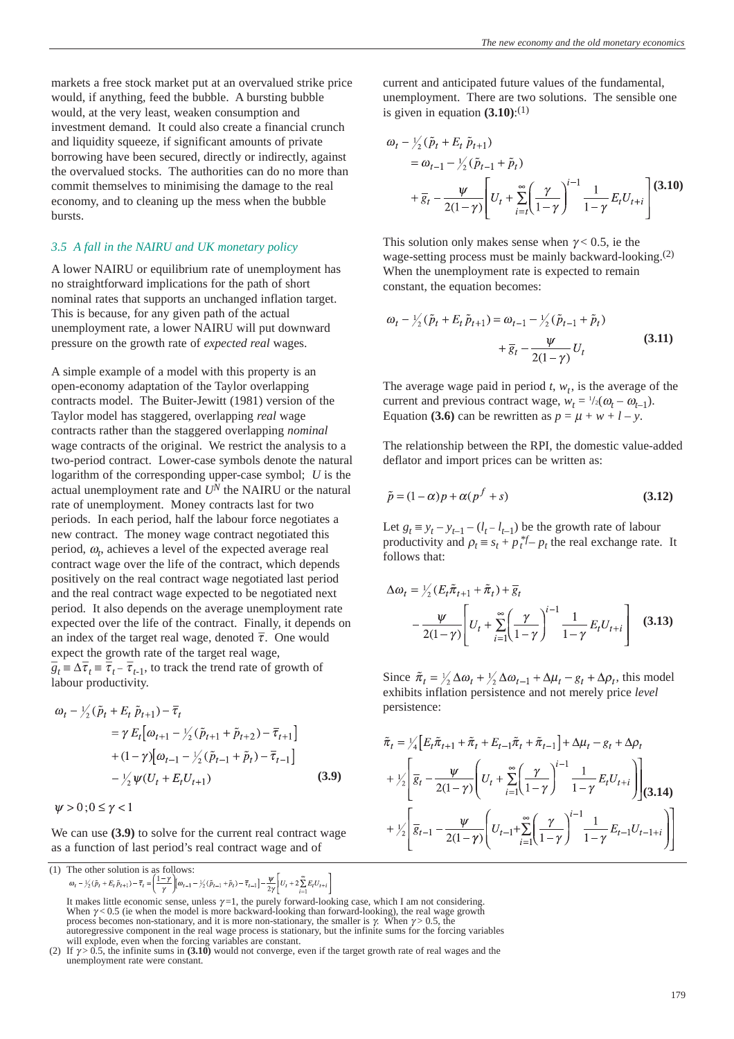markets a free stock market put at an overvalued strike price would, if anything, feed the bubble. A bursting bubble would, at the very least, weaken consumption and investment demand. It could also create a financial crunch and liquidity squeeze, if significant amounts of private borrowing have been secured, directly or indirectly, against the overvalued stocks. The authorities can do no more than commit themselves to minimising the damage to the real economy, and to cleaning up the mess when the bubble bursts.

### *3.5 A fall in the NAIRU and UK monetary policy*

A lower NAIRU or equilibrium rate of unemployment has no straightforward implications for the path of short nominal rates that supports an unchanged inflation target. This is because, for any given path of the actual unemployment rate, a lower NAIRU will put downward pressure on the growth rate of *expected real* wages.

A simple example of a model with this property is an open-economy adaptation of the Taylor overlapping contracts model. The Buiter-Jewitt (1981) version of the Taylor model has staggered, overlapping *real* wage contracts rather than the staggered overlapping *nominal* wage contracts of the original. We restrict the analysis to a two-period contract. Lower-case symbols denote the natural logarithm of the corresponding upper-case symbol; $U$ is the actual unemployment rate and $U^N$ the NAIRU or the natural rate of unemployment. Money contracts last for two periods. In each period, half the labour force negotiates a new contract. The money wage contract negotiated this period, $\omega_t$, achieves a level of the expected average real contract wage over the life of the contract, which depends positively on the real contract wage negotiated last period and the real contract wage expected to be negotiated next period. It also depends on the average unemployment rate expected over the life of the contract. Finally, it depends on an index of the target real wage, denoted $\bar{\tau}$. One would expect the growth rate of the target real wage, $\bar{g}_t \equiv \Delta\bar{\tau}_t \equiv \bar{\tau}_t - \bar{\tau}_{t-1}$, to track the trend rate of growth of labour productivity.

$$
\begin{aligned}
\omega_t - \tfrac{1}{2}(\tilde{p}_t + E_t\,\tilde{p}_{t+1}) - \bar{\tau}_t
&= \gamma\, E_t\left[\omega_{t+1} - \tfrac{1}{2}(\tilde{p}_{t+1} + \tilde{p}_{t+2}) - \bar{\tau}_{t+1}\right] \\
&\quad + (1-\gamma)\left[\omega_{t-1} - \tfrac{1}{2}(\tilde{p}_{t-1} + \tilde{p}_t) - \bar{\tau}_{t-1}\right] \\
&\quad - \tfrac{1}{2}\psi(U_t + E_t U_{t+1})
\end{aligned}
\tag{3.9}
$$

$\psi > 0; 0 \le \gamma < 1$

We can use **(3.9)** to solve for the current real contract wage as a function of last period's real contract wage and of current and anticipated future values of the fundamental, unemployment. There are two solutions. The sensible one is given in equation **(3.10)**:[1]

$$
\begin{aligned}
\omega_t - \tfrac{1}{2}(\tilde{p}_t + E_t\,\tilde{p}_{t+1})
&= \omega_{t-1} - \tfrac{1}{2}(\tilde{p}_{t-1} + \tilde{p}_t) \\
&\quad + \bar{g}_t - \frac{\psi}{2(1-\gamma)}\left[U_t + \sum_{i=t}^{\infty}\left(\frac{\gamma}{1-\gamma}\right)^{i-1}\frac{1}{1-\gamma}E_t U_{t+i}\right]
\end{aligned}
\tag{3.10}
$$

This solution only makes sense when $\gamma < 0.5$, ie the wage-setting process must be mainly backward-looking.[2] When the unemployment rate is expected to remain constant, the equation becomes:

$$
\omega_t - \tfrac{1}{2}(\tilde{p}_t + E_t\,\tilde{p}_{t+1}) = \omega_{t-1} - \tfrac{1}{2}(\tilde{p}_{t-1} + \tilde{p}_t) + \bar{g}_t - \frac{\psi}{2(1-\gamma)}U_t
\tag{3.11}
$$

The average wage paid in period $t$, $w_t$, is the average of the current and previous contract wage, $w_t = \tfrac{1}{2}(\omega_t - \omega_{t-1})$. Equation **(3.6)** can be rewritten as $p = \mu + w + l - y$.

The relationship between the RPI, the domestic value-added deflator and import prices can be written as:

$$
\tilde{p} = (1-\alpha)p + \alpha(p^f + s)
\tag{3.12}
$$

Let $g_t \equiv y_t - y_{t-1} - (l_t - l_{t-1})$ be the growth rate of labour productivity and $\rho_t \equiv s_t + p_t^{*f} - p_t$ the real exchange rate. It follows that:

$$
\Delta\omega_t = \tfrac{1}{2}(E_t\tilde{\pi}_{t+1} + \tilde{\pi}_t) + \bar{g}_t - \frac{\psi}{2(1-\gamma)}\left[U_t + \sum_{i=1}^{\infty}\left(\frac{\gamma}{1-\gamma}\right)^{i-1}\frac{1}{1-\gamma}E_t U_{t+i}\right]
\tag{3.13}
$$

Since $\tilde{\pi}_t = \tfrac{1}{2}\Delta\omega_t + \tfrac{1}{2}\Delta\omega_{t-1} + \Delta\mu_t - g_t + \Delta\rho_t$, this model exhibits inflation persistence and not merely price *level* persistence:

$$
\begin{aligned}
\tilde{\pi}_t &= \tfrac{1}{4}\left[E_t\tilde{\pi}_{t+1} + \tilde{\pi}_t + E_{t-1}\tilde{\pi}_t + \tilde{\pi}_{t-1}\right] + \Delta\mu_t - g_t + \Delta\rho_t \\
&\quad + \tfrac{1}{2}\left[\bar{g}_t - \frac{\psi}{2(1-\gamma)}\left(U_t + \sum_{i=1}^{\infty}\left(\frac{\gamma}{1-\gamma}\right)^{i-1}\frac{1}{1-\gamma}E_t U_{t+i}\right)\right] \\
&\quad + \tfrac{1}{2}\left[\bar{g}_{t-1} - \frac{\psi}{2(1-\gamma)}\left(U_{t-1} + \sum_{i=1}^{\infty}\left(\frac{\gamma}{1-\gamma}\right)^{i-1}\frac{1}{1-\gamma}E_{t-1} U_{t-1+i}\right)\right]
\end{aligned}
\tag{3.14}
$$

---

(1) The other solution is as follows:

$$
\omega_t - \tfrac{1}{2}(\tilde{p}_t + E_t\,\tilde{p}_{t+1}) - \bar{\tau}_t = \left(\frac{1-\gamma}{\gamma}\right)\left[\omega_{t-1} - \tfrac{1}{2}(\tilde{p}_{t-1} + \tilde{p}_t) - \bar{\tau}_{t-1}\right] - \frac{\psi}{2\gamma}\left[U_t + 2\sum_{i=1}^{\infty}E_t U_{t+i}\right]
$$

It makes little economic sense, unless $\gamma = 1$, the purely forward-looking case, which I am not considering. When $\gamma < 0.5$ (ie when the model is more backward-looking than forward-looking), the real wage growth process becomes non-stationary, and it is more non-stationary, the smaller is $\gamma$. When $\gamma > 0.5$, the autoregressive component in the real wage process is stationary, but the infinite sums for the forcing variables will explode, even when the forcing variables are constant.

(2) If $\gamma > 0.5$, the infinite sums in **(3.10)** would not converge, even if the target growth rate of real wages and the unemployment rate were constant.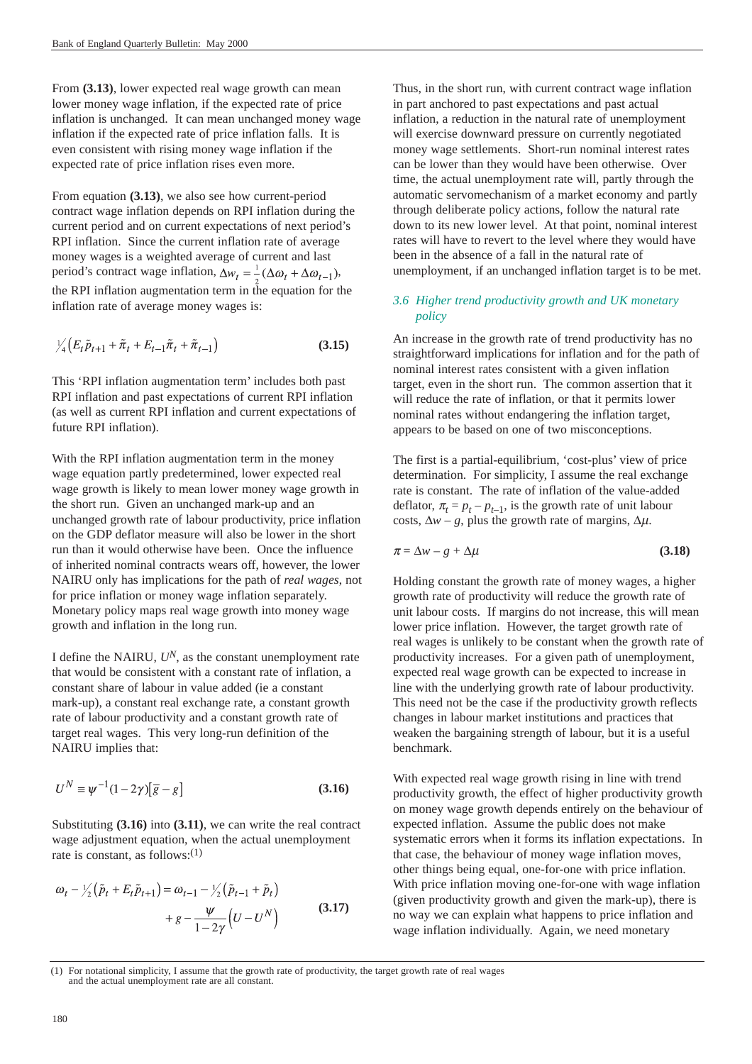From **(3.13)**, lower expected real wage growth can mean lower money wage inflation, if the expected rate of price inflation is unchanged. It can mean unchanged money wage inflation if the expected rate of price inflation falls. It is even consistent with rising money wage inflation if the expected rate of price inflation rises even more.

From equation **(3.13)**, we also see how current-period contract wage inflation depends on RPI inflation during the current period and on current expectations of next period's RPI inflation. Since the current inflation rate of average money wages is a weighted average of current and last period's contract wage inflation, $\Delta w_t = \frac{1}{2}(\Delta\omega_t + \Delta\omega_{t-1})$, the RPI inflation augmentation term in the equation for the inflation rate of average money wages is:

$$\tfrac{1}{4}\left(E_t\tilde{p}_{t+1} + \tilde{\pi}_t + E_{t-1}\tilde{\pi}_t + \tilde{\pi}_{t-1}\right) \tag{3.15}$$

This 'RPI inflation augmentation term' includes both past RPI inflation and past expectations of current RPI inflation (as well as current RPI inflation and current expectations of future RPI inflation).

With the RPI inflation augmentation term in the money wage equation partly predetermined, lower expected real wage growth is likely to mean lower money wage growth in the short run. Given an unchanged mark-up and an unchanged growth rate of labour productivity, price inflation on the GDP deflator measure will also be lower in the short run than it would otherwise have been. Once the influence of inherited nominal contracts wears off, however, the lower NAIRU only has implications for the path of *real wages*, not for price inflation or money wage inflation separately. Monetary policy maps real wage growth into money wage growth and inflation in the long run.

I define the NAIRU, $U^N$, as the constant unemployment rate that would be consistent with a constant rate of inflation, a constant share of labour in value added (ie a constant mark-up), a constant real exchange rate, a constant growth rate of labour productivity and a constant growth rate of target real wages. This very long-run definition of the NAIRU implies that:

$$U^N \equiv \psi^{-1}(1-2\gamma)\left[\bar{g} - g\right] \tag{3.16}$$

Substituting **(3.16)** into **(3.11)**, we can write the real contract wage adjustment equation, when the actual unemployment rate is constant, as follows:(1)

$$\omega_t - \tfrac{1}{2}\left(\tilde{p}_t + E_t\tilde{p}_{t+1}\right) = \omega_{t-1} - \tfrac{1}{2}\left(\tilde{p}_{t-1} + \tilde{p}_t\right) + g - \frac{\psi}{1-2\gamma}\left(U - U^N\right) \tag{3.17}$$

Thus, in the short run, with current contract wage inflation in part anchored to past expectations and past actual inflation, a reduction in the natural rate of unemployment will exercise downward pressure on currently negotiated money wage settlements. Short-run nominal interest rates can be lower than they would have been otherwise. Over time, the actual unemployment rate will, partly through the automatic servomechanism of a market economy and partly through deliberate policy actions, follow the natural rate down to its new lower level. At that point, nominal interest rates will have to revert to the level where they would have been in the absence of a fall in the natural rate of unemployment, if an unchanged inflation target is to be met.

### *3.6 Higher trend productivity growth and UK monetary policy*

An increase in the growth rate of trend productivity has no straightforward implications for inflation and for the path of nominal interest rates consistent with a given inflation target, even in the short run. The common assertion that it will reduce the rate of inflation, or that it permits lower nominal rates without endangering the inflation target, appears to be based on one of two misconceptions.

The first is a partial-equilibrium, 'cost-plus' view of price determination. For simplicity, I assume the real exchange rate is constant. The rate of inflation of the value-added deflator, $\pi_t = p_t - p_{t-1}$, is the growth rate of unit labour costs, $\Delta w - g$, plus the growth rate of margins, $\Delta\mu$.

$$\pi = \Delta w - g + \Delta\mu \tag{3.18}$$

Holding constant the growth rate of money wages, a higher growth rate of productivity will reduce the growth rate of unit labour costs. If margins do not increase, this will mean lower price inflation. However, the target growth rate of real wages is unlikely to be constant when the growth rate of productivity increases. For a given path of unemployment, expected real wage growth can be expected to increase in line with the underlying growth rate of labour productivity. This need not be the case if the productivity growth reflects changes in labour market institutions and practices that weaken the bargaining strength of labour, but it is a useful benchmark.

With expected real wage growth rising in line with trend productivity growth, the effect of higher productivity growth on money wage growth depends entirely on the behaviour of expected inflation. Assume the public does not make systematic errors when it forms its inflation expectations. In that case, the behaviour of money wage inflation moves, other things being equal, one-for-one with price inflation. With price inflation moving one-for-one with wage inflation (given productivity growth and given the mark-up), there is no way we can explain what happens to price inflation and wage inflation individually. Again, we need monetary

(1) For notational simplicity, I assume that the growth rate of productivity, the target growth rate of real wages and the actual unemployment rate are all constant.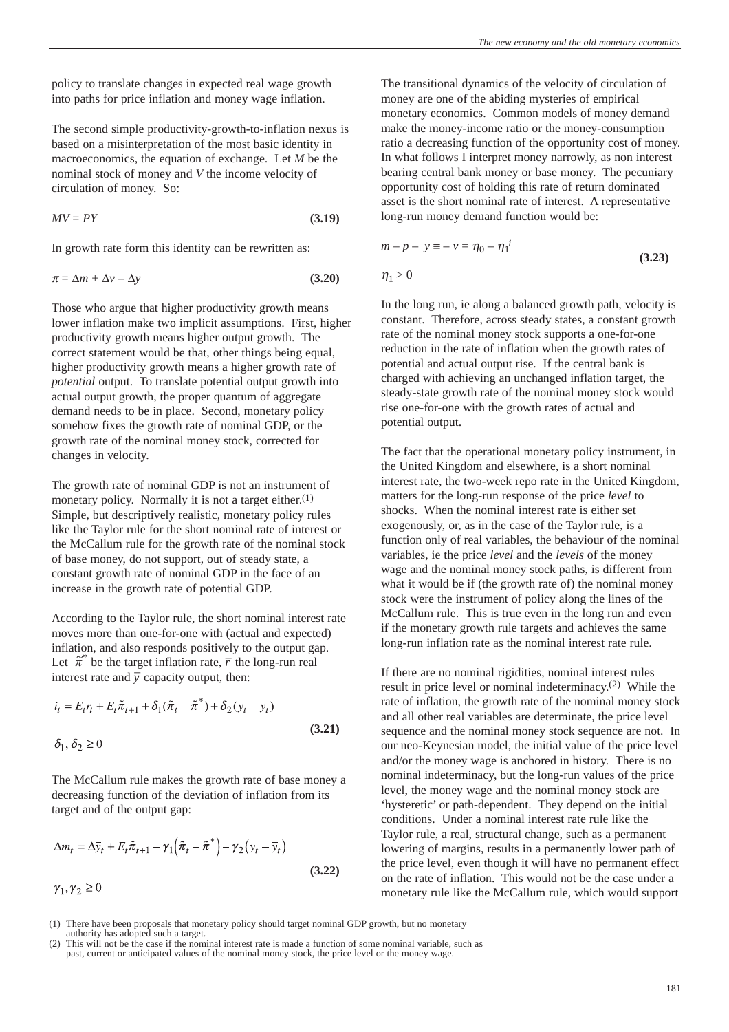policy to translate changes in expected real wage growth into paths for price inflation and money wage inflation.

The second simple productivity-growth-to-inflation nexus is based on a misinterpretation of the most basic identity in macroeconomics, the equation of exchange. Let $M$ be the nominal stock of money and $V$ the income velocity of circulation of money. So:

$$MV = PY \tag{3.19}$$

In growth rate form this identity can be rewritten as:

$$\pi = \Delta m + \Delta v - \Delta y \tag{3.20}$$

Those who argue that higher productivity growth means lower inflation make two implicit assumptions. First, higher productivity growth means higher output growth. The correct statement would be that, other things being equal, higher productivity growth means a higher growth rate of *potential* output. To translate potential output growth into actual output growth, the proper quantum of aggregate demand needs to be in place. Second, monetary policy somehow fixes the growth rate of nominal GDP, or the growth rate of the nominal money stock, corrected for changes in velocity.

The growth rate of nominal GDP is not an instrument of monetary policy. Normally it is not a target either.[1] Simple, but descriptively realistic, monetary policy rules like the Taylor rule for the short nominal rate of interest or the McCallum rule for the growth rate of the nominal stock of base money, do not support, out of steady state, a constant growth rate of nominal GDP in the face of an increase in the growth rate of potential GDP.

According to the Taylor rule, the short nominal interest rate moves more than one-for-one with (actual and expected) inflation, and also responds positively to the output gap. Let $\tilde{\pi}^*$ be the target inflation rate, $\bar{r}$ the long-run real interest rate and $\bar{y}$ capacity output, then:

$$i_t = E_t\bar{r}_t + E_t\tilde{\pi}_{t+1} + \delta_1(\tilde{\pi}_t - \tilde{\pi}^*) + \delta_2(y_t - \bar{y}_t) \tag{3.21}$$

$$\delta_1, \delta_2 \geq 0$$

The McCallum rule makes the growth rate of base money a decreasing function of the deviation of inflation from its target and of the output gap:

$$\Delta m_t = \Delta\bar{y}_t + E_t\tilde{\pi}_{t+1} - \gamma_1\left(\tilde{\pi}_t - \tilde{\pi}^*\right) - \gamma_2\left(y_t - \bar{y}_t\right) \tag{3.22}$$

$$\gamma_1, \gamma_2 \geq 0$$

The transitional dynamics of the velocity of circulation of money are one of the abiding mysteries of empirical monetary economics. Common models of money demand make the money-income ratio or the money-consumption ratio a decreasing function of the opportunity cost of money. In what follows I interpret money narrowly, as non interest bearing central bank money or base money. The pecuniary opportunity cost of holding this rate of return dominated asset is the short nominal rate of interest. A representative long-run money demand function would be:

$$m - p - y \equiv -v = \eta_0 - \eta_1 i \tag{3.23}$$

$$\eta_1 > 0$$

In the long run, ie along a balanced growth path, velocity is constant. Therefore, across steady states, a constant growth rate of the nominal money stock supports a one-for-one reduction in the rate of inflation when the growth rates of potential and actual output rise. If the central bank is charged with achieving an unchanged inflation target, the steady-state growth rate of the nominal money stock would rise one-for-one with the growth rates of actual and potential output.

The fact that the operational monetary policy instrument, in the United Kingdom and elsewhere, is a short nominal interest rate, the two-week repo rate in the United Kingdom, matters for the long-run response of the price *level* to shocks. When the nominal interest rate is either set exogenously, or, as in the case of the Taylor rule, is a function only of real variables, the behaviour of the nominal variables, ie the price *level* and the *levels* of the money wage and the nominal money stock paths, is different from what it would be if (the growth rate of) the nominal money stock were the instrument of policy along the lines of the McCallum rule. This is true even in the long run and even if the monetary growth rule targets and achieves the same long-run inflation rate as the nominal interest rate rule.

If there are no nominal rigidities, nominal interest rules result in price level or nominal indeterminacy.[2] While the rate of inflation, the growth rate of the nominal money stock and all other real variables are determinate, the price level sequence and the nominal money stock sequence are not. In our neo-Keynesian model, the initial value of the price level and/or the money wage is anchored in history. There is no nominal indeterminacy, but the long-run values of the price level, the money wage and the nominal money stock are 'hysteretic' or path-dependent. They depend on the initial conditions. Under a nominal interest rate rule like the Taylor rule, a real, structural change, such as a permanent lowering of margins, results in a permanently lower path of the price level, even though it will have no permanent effect on the rate of inflation. This would not be the case under a monetary rule like the McCallum rule, which would support

---

(1) There have been proposals that monetary policy should target nominal GDP growth, but no monetary authority has adopted such a target.

(2) This will not be the case if the nominal interest rate is made a function of some nominal variable, such as past, current or anticipated values of the nominal money stock, the price level or the money wage.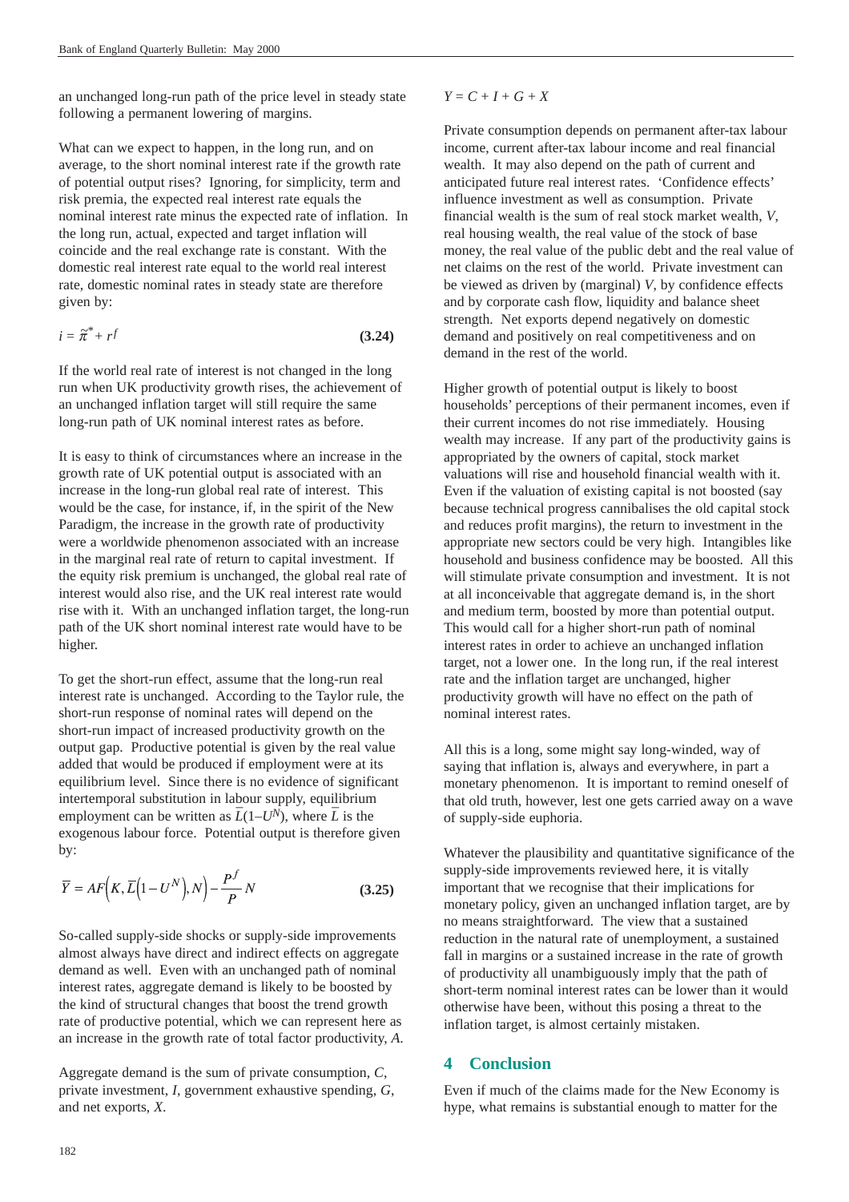an unchanged long-run path of the price level in steady state following a permanent lowering of margins.

What can we expect to happen, in the long run, and on average, to the short nominal interest rate if the growth rate of potential output rises? Ignoring, for simplicity, term and risk premia, the expected real interest rate equals the nominal interest rate minus the expected rate of inflation. In the long run, actual, expected and target inflation will coincide and the real exchange rate is constant. With the domestic real interest rate equal to the world real interest rate, domestic nominal rates in steady state are therefore given by:

$$i = \tilde{\pi}^* + r^f \tag{3.24}$$

If the world real rate of interest is not changed in the long run when UK productivity growth rises, the achievement of an unchanged inflation target will still require the same long-run path of UK nominal interest rates as before.

It is easy to think of circumstances where an increase in the growth rate of UK potential output is associated with an increase in the long-run global real rate of interest. This would be the case, for instance, if, in the spirit of the New Paradigm, the increase in the growth rate of productivity were a worldwide phenomenon associated with an increase in the marginal real rate of return to capital investment. If the equity risk premium is unchanged, the global real rate of interest would also rise, and the UK real interest rate would rise with it. With an unchanged inflation target, the long-run path of the UK short nominal interest rate would have to be higher.

To get the short-run effect, assume that the long-run real interest rate is unchanged. According to the Taylor rule, the short-run response of nominal rates will depend on the short-run impact of increased productivity growth on the output gap. Productive potential is given by the real value added that would be produced if employment were at its equilibrium level. Since there is no evidence of significant intertemporal substitution in labour supply, equilibrium employment can be written as $\bar{L}(1-U^N)$, where $\bar{L}$ is the exogenous labour force. Potential output is therefore given by:

$$\bar{Y} = AF\left(K, \bar{L}\left(1-U^N\right), N\right) - \frac{P^f}{P}N \tag{3.25}$$

So-called supply-side shocks or supply-side improvements almost always have direct and indirect effects on aggregate demand as well. Even with an unchanged path of nominal interest rates, aggregate demand is likely to be boosted by the kind of structural changes that boost the trend growth rate of productive potential, which we can represent here as an increase in the growth rate of total factor productivity, *A*.

Aggregate demand is the sum of private consumption, *C*, private investment, *I*, government exhaustive spending, *G*, and net exports, *X*.

$$Y = C + I + G + X$$

Private consumption depends on permanent after-tax labour income, current after-tax labour income and real financial wealth. It may also depend on the path of current and anticipated future real interest rates. 'Confidence effects' influence investment as well as consumption. Private financial wealth is the sum of real stock market wealth, *V*, real housing wealth, the real value of the stock of base money, the real value of the public debt and the real value of net claims on the rest of the world. Private investment can be viewed as driven by (marginal) *V*, by confidence effects and by corporate cash flow, liquidity and balance sheet strength. Net exports depend negatively on domestic demand and positively on real competitiveness and on demand in the rest of the world.

Higher growth of potential output is likely to boost households' perceptions of their permanent incomes, even if their current incomes do not rise immediately. Housing wealth may increase. If any part of the productivity gains is appropriated by the owners of capital, stock market valuations will rise and household financial wealth with it. Even if the valuation of existing capital is not boosted (say because technical progress cannibalises the old capital stock and reduces profit margins), the return to investment in the appropriate new sectors could be very high. Intangibles like household and business confidence may be boosted. All this will stimulate private consumption and investment. It is not at all inconceivable that aggregate demand is, in the short and medium term, boosted by more than potential output. This would call for a higher short-run path of nominal interest rates in order to achieve an unchanged inflation target, not a lower one. In the long run, if the real interest rate and the inflation target are unchanged, higher productivity growth will have no effect on the path of nominal interest rates.

All this is a long, some might say long-winded, way of saying that inflation is, always and everywhere, in part a monetary phenomenon. It is important to remind oneself of that old truth, however, lest one gets carried away on a wave of supply-side euphoria.

Whatever the plausibility and quantitative significance of the supply-side improvements reviewed here, it is vitally important that we recognise that their implications for monetary policy, given an unchanged inflation target, are by no means straightforward. The view that a sustained reduction in the natural rate of unemployment, a sustained fall in margins or a sustained increase in the rate of growth of productivity all unambiguously imply that the path of short-term nominal interest rates can be lower than it would otherwise have been, without this posing a threat to the inflation target, is almost certainly mistaken.

## 4 Conclusion

Even if much of the claims made for the New Economy is hype, what remains is substantial enough to matter for the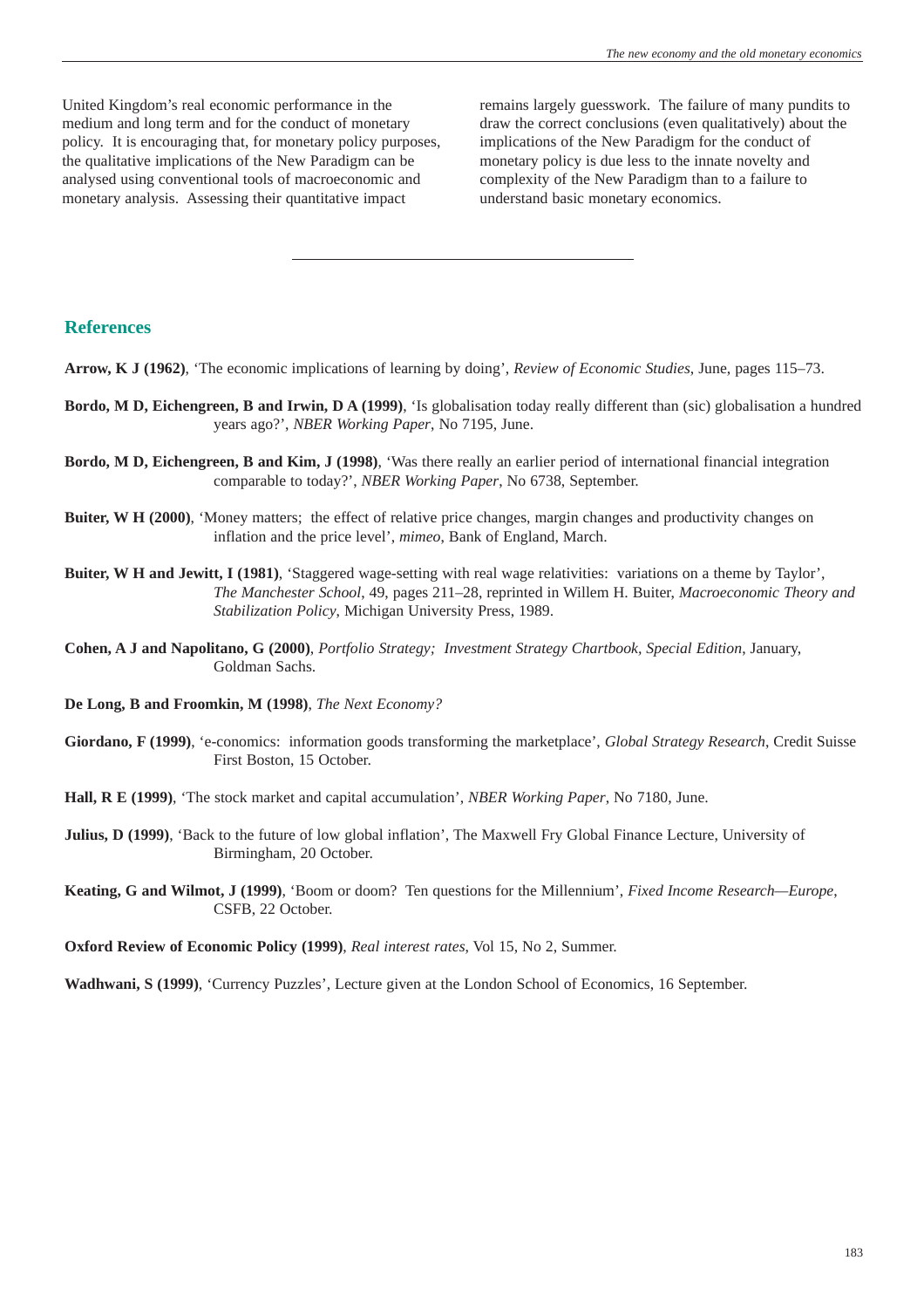United Kingdom's real economic performance in the medium and long term and for the conduct of monetary policy. It is encouraging that, for monetary policy purposes, the qualitative implications of the New Paradigm can be analysed using conventional tools of macroeconomic and monetary analysis. Assessing their quantitative impact remains largely guesswork. The failure of many pundits to draw the correct conclusions (even qualitatively) about the implications of the New Paradigm for the conduct of monetary policy is due less to the innate novelty and complexity of the New Paradigm than to a failure to understand basic monetary economics.

## References

**Arrow, K J (1962)**, 'The economic implications of learning by doing', *Review of Economic Studies*, June, pages 115–73.

**Bordo, M D, Eichengreen, B and Irwin, D A (1999)**, 'Is globalisation today really different than (sic) globalisation a hundred years ago?', *NBER Working Paper*, No 7195, June.

**Bordo, M D, Eichengreen, B and Kim, J (1998)**, 'Was there really an earlier period of international financial integration comparable to today?', *NBER Working Paper*, No 6738, September.

**Buiter, W H (2000)**, 'Money matters; the effect of relative price changes, margin changes and productivity changes on inflation and the price level', *mimeo*, Bank of England, March.

**Buiter, W H and Jewitt, I (1981)**, 'Staggered wage-setting with real wage relativities: variations on a theme by Taylor', *The Manchester School*, 49, pages 211–28, reprinted in Willem H. Buiter, *Macroeconomic Theory and Stabilization Policy*, Michigan University Press, 1989.

**Cohen, A J and Napolitano, G (2000)**, *Portfolio Strategy; Investment Strategy Chartbook, Special Edition*, January, Goldman Sachs.

**De Long, B and Froomkin, M (1998)**, *The Next Economy?*

**Giordano, F (1999)**, 'e-conomics: information goods transforming the marketplace', *Global Strategy Research*, Credit Suisse First Boston, 15 October.

**Hall, R E (1999)**, 'The stock market and capital accumulation', *NBER Working Paper*, No 7180, June.

**Julius, D (1999)**, 'Back to the future of low global inflation', The Maxwell Fry Global Finance Lecture, University of Birmingham, 20 October.

**Keating, G and Wilmot, J (1999)**, 'Boom or doom? Ten questions for the Millennium', *Fixed Income Research—Europe*, CSFB, 22 October.

**Oxford Review of Economic Policy (1999)**, *Real interest rates*, Vol 15, No 2, Summer.

**Wadhwani, S (1999)**, 'Currency Puzzles', Lecture given at the London School of Economics, 16 September.